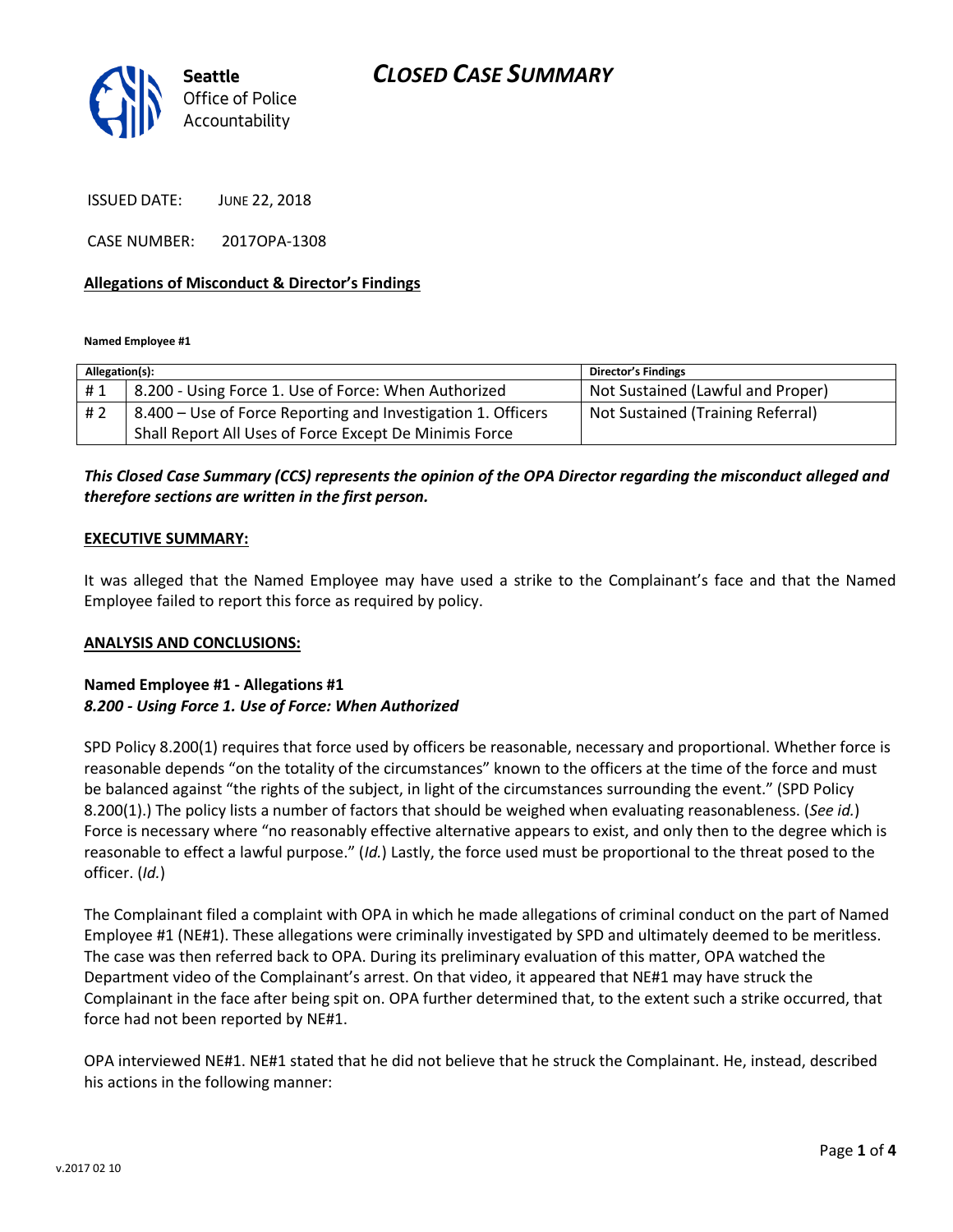Seattle Office of Police Accountability

# CLOSED CASE SUMMARY

ISSUED DATE: JUNE 22, 2018

CASE NUMBER: 2017OPA-1308

**Allegations of Misconduct & Director's Findings**

**Named Employee #1**

| Allegation(s): | | Director's Findings |
|---|---|---|
| # 1 | 8.200 - Using Force 1. Use of Force: When Authorized | Not Sustained (Lawful and Proper) |
| # 2 | 8.400 – Use of Force Reporting and Investigation 1. Officers Shall Report All Uses of Force Except De Minimis Force | Not Sustained (Training Referral) |

***This Closed Case Summary (CCS) represents the opinion of the OPA Director regarding the misconduct alleged and therefore sections are written in the first person.***

**EXECUTIVE SUMMARY:**

It was alleged that the Named Employee may have used a strike to the Complainant's face and that the Named Employee failed to report this force as required by policy.

**ANALYSIS AND CONCLUSIONS:**

**Named Employee #1 - Allegations #1**
***8.200 - Using Force 1. Use of Force: When Authorized***

SPD Policy 8.200(1) requires that force used by officers be reasonable, necessary and proportional. Whether force is reasonable depends "on the totality of the circumstances" known to the officers at the time of the force and must be balanced against "the rights of the subject, in light of the circumstances surrounding the event." (SPD Policy 8.200(1).) The policy lists a number of factors that should be weighed when evaluating reasonableness. (*See id.*) Force is necessary where "no reasonably effective alternative appears to exist, and only then to the degree which is reasonable to effect a lawful purpose." (*Id.*) Lastly, the force used must be proportional to the threat posed to the officer. (*Id.*)

The Complainant filed a complaint with OPA in which he made allegations of criminal conduct on the part of Named Employee #1 (NE#1). These allegations were criminally investigated by SPD and ultimately deemed to be meritless. The case was then referred back to OPA. During its preliminary evaluation of this matter, OPA watched the Department video of the Complainant's arrest. On that video, it appeared that NE#1 may have struck the Complainant in the face after being spit on. OPA further determined that, to the extent such a strike occurred, that force had not been reported by NE#1.

OPA interviewed NE#1. NE#1 stated that he did not believe that he struck the Complainant. He, instead, described his actions in the following manner: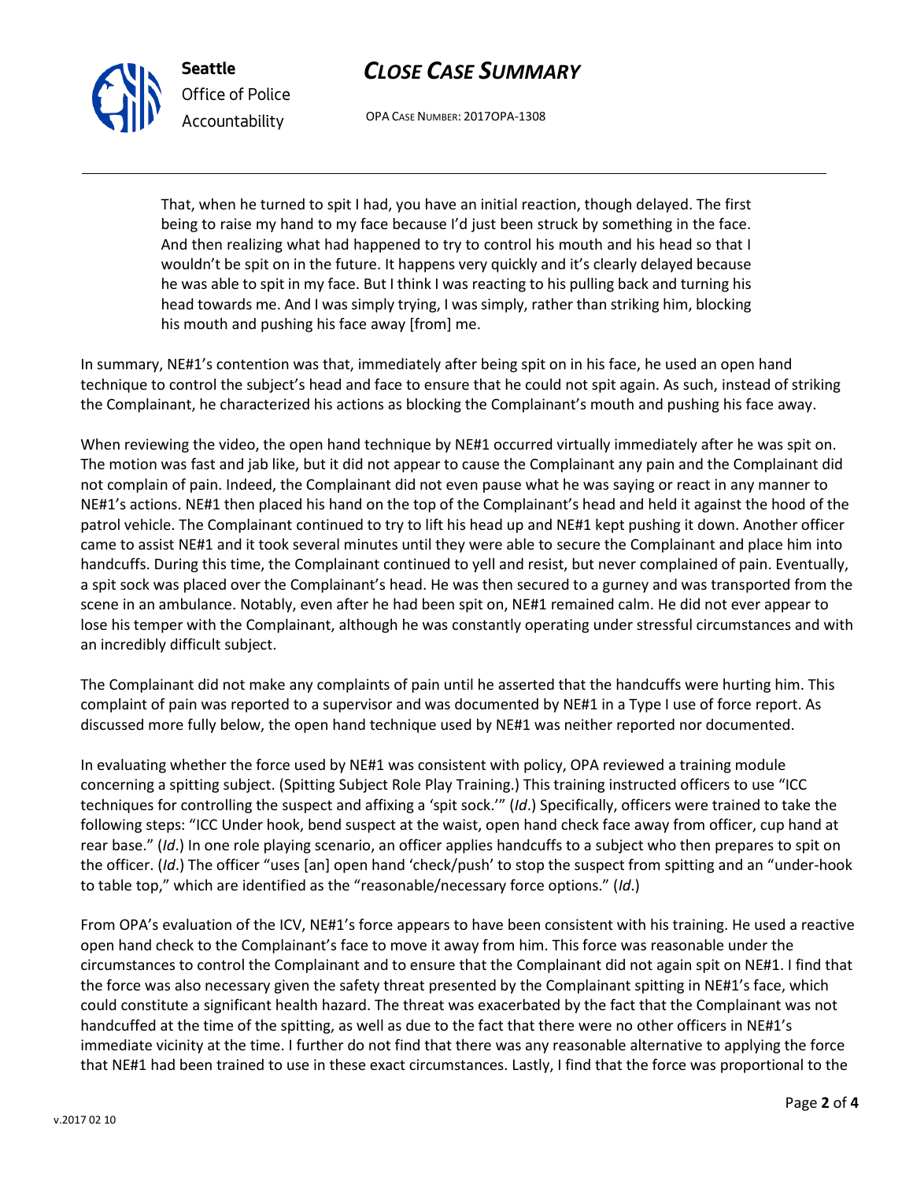> That, when he turned to spit I had, you have an initial reaction, though delayed. The first being to raise my hand to my face because I'd just been struck by something in the face. And then realizing what had happened to try to control his mouth and his head so that I wouldn't be spit on in the future. It happens very quickly and it's clearly delayed because he was able to spit in my face. But I think I was reacting to his pulling back and turning his head towards me. And I was simply trying, I was simply, rather than striking him, blocking his mouth and pushing his face away [from] me.

In summary, NE#1's contention was that, immediately after being spit on in his face, he used an open hand technique to control the subject's head and face to ensure that he could not spit again. As such, instead of striking the Complainant, he characterized his actions as blocking the Complainant's mouth and pushing his face away.

When reviewing the video, the open hand technique by NE#1 occurred virtually immediately after he was spit on. The motion was fast and jab like, but it did not appear to cause the Complainant any pain and the Complainant did not complain of pain. Indeed, the Complainant did not even pause what he was saying or react in any manner to NE#1's actions. NE#1 then placed his hand on the top of the Complainant's head and held it against the hood of the patrol vehicle. The Complainant continued to try to lift his head up and NE#1 kept pushing it down. Another officer came to assist NE#1 and it took several minutes until they were able to secure the Complainant and place him into handcuffs. During this time, the Complainant continued to yell and resist, but never complained of pain. Eventually, a spit sock was placed over the Complainant's head. He was then secured to a gurney and was transported from the scene in an ambulance. Notably, even after he had been spit on, NE#1 remained calm. He did not ever appear to lose his temper with the Complainant, although he was constantly operating under stressful circumstances and with an incredibly difficult subject.

The Complainant did not make any complaints of pain until he asserted that the handcuffs were hurting him. This complaint of pain was reported to a supervisor and was documented by NE#1 in a Type I use of force report. As discussed more fully below, the open hand technique used by NE#1 was neither reported nor documented.

In evaluating whether the force used by NE#1 was consistent with policy, OPA reviewed a training module concerning a spitting subject. (Spitting Subject Role Play Training.) This training instructed officers to use "ICC techniques for controlling the suspect and affixing a 'spit sock.'" (*Id*.) Specifically, officers were trained to take the following steps: "ICC Under hook, bend suspect at the waist, open hand check face away from officer, cup hand at rear base." (*Id*.) In one role playing scenario, an officer applies handcuffs to a subject who then prepares to spit on the officer. (*Id*.) The officer "uses [an] open hand 'check/push' to stop the suspect from spitting and an "under-hook to table top," which are identified as the "reasonable/necessary force options." (*Id*.)

From OPA's evaluation of the ICV, NE#1's force appears to have been consistent with his training. He used a reactive open hand check to the Complainant's face to move it away from him. This force was reasonable under the circumstances to control the Complainant and to ensure that the Complainant did not again spit on NE#1. I find that the force was also necessary given the safety threat presented by the Complainant spitting in NE#1's face, which could constitute a significant health hazard. The threat was exacerbated by the fact that the Complainant was not handcuffed at the time of the spitting, as well as due to the fact that there were no other officers in NE#1's immediate vicinity at the time. I further do not find that there was any reasonable alternative to applying the force that NE#1 had been trained to use in these exact circumstances. Lastly, I find that the force was proportional to the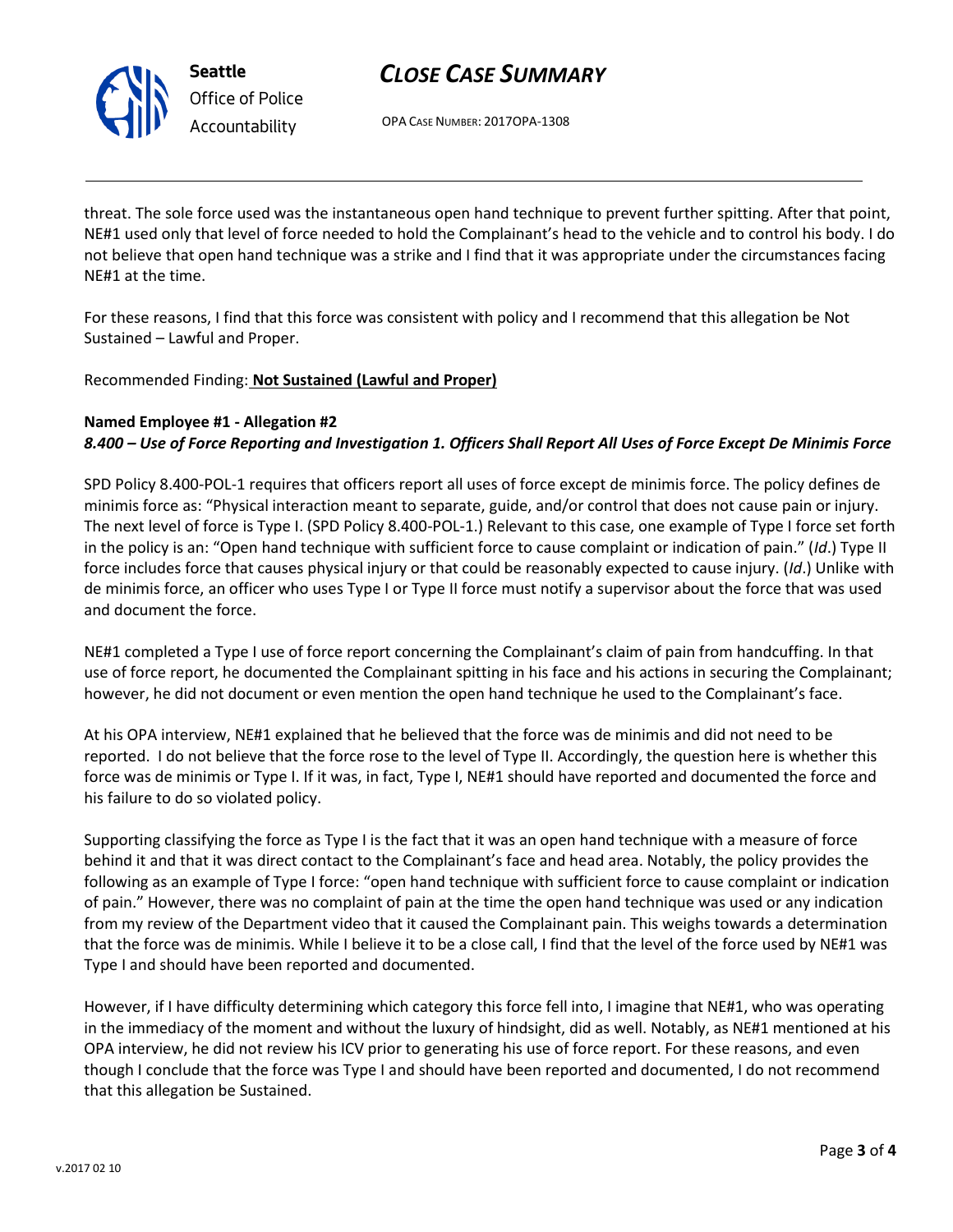threat. The sole force used was the instantaneous open hand technique to prevent further spitting. After that point, NE#1 used only that level of force needed to hold the Complainant's head to the vehicle and to control his body. I do not believe that open hand technique was a strike and I find that it was appropriate under the circumstances facing NE#1 at the time.

For these reasons, I find that this force was consistent with policy and I recommend that this allegation be Not Sustained – Lawful and Proper.

Recommended Finding: **Not Sustained (Lawful and Proper)**

**Named Employee #1 - Allegation #2**
***8.400 – Use of Force Reporting and Investigation 1. Officers Shall Report All Uses of Force Except De Minimis Force***

SPD Policy 8.400-POL-1 requires that officers report all uses of force except de minimis force. The policy defines de minimis force as: "Physical interaction meant to separate, guide, and/or control that does not cause pain or injury. The next level of force is Type I. (SPD Policy 8.400-POL-1.) Relevant to this case, one example of Type I force set forth in the policy is an: "Open hand technique with sufficient force to cause complaint or indication of pain." (*Id*.) Type II force includes force that causes physical injury or that could be reasonably expected to cause injury. (*Id*.) Unlike with de minimis force, an officer who uses Type I or Type II force must notify a supervisor about the force that was used and document the force.

NE#1 completed a Type I use of force report concerning the Complainant's claim of pain from handcuffing. In that use of force report, he documented the Complainant spitting in his face and his actions in securing the Complainant; however, he did not document or even mention the open hand technique he used to the Complainant's face.

At his OPA interview, NE#1 explained that he believed that the force was de minimis and did not need to be reported. I do not believe that the force rose to the level of Type II. Accordingly, the question here is whether this force was de minimis or Type I. If it was, in fact, Type I, NE#1 should have reported and documented the force and his failure to do so violated policy.

Supporting classifying the force as Type I is the fact that it was an open hand technique with a measure of force behind it and that it was direct contact to the Complainant's face and head area. Notably, the policy provides the following as an example of Type I force: "open hand technique with sufficient force to cause complaint or indication of pain." However, there was no complaint of pain at the time the open hand technique was used or any indication from my review of the Department video that it caused the Complainant pain. This weighs towards a determination that the force was de minimis. While I believe it to be a close call, I find that the level of the force used by NE#1 was Type I and should have been reported and documented.

However, if I have difficulty determining which category this force fell into, I imagine that NE#1, who was operating in the immediacy of the moment and without the luxury of hindsight, did as well. Notably, as NE#1 mentioned at his OPA interview, he did not review his ICV prior to generating his use of force report. For these reasons, and even though I conclude that the force was Type I and should have been reported and documented, I do not recommend that this allegation be Sustained.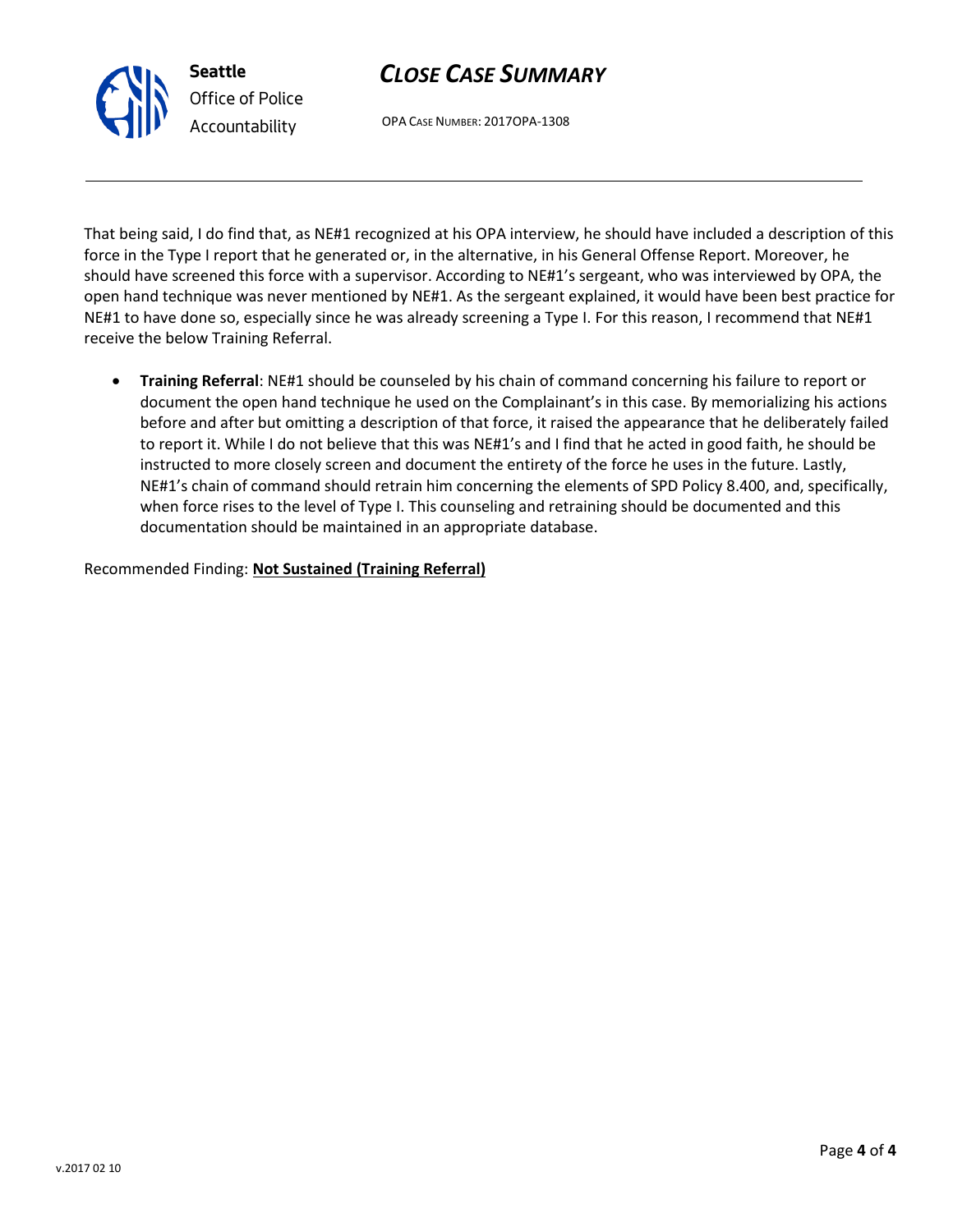That being said, I do find that, as NE#1 recognized at his OPA interview, he should have included a description of this force in the Type I report that he generated or, in the alternative, in his General Offense Report. Moreover, he should have screened this force with a supervisor. According to NE#1's sergeant, who was interviewed by OPA, the open hand technique was never mentioned by NE#1. As the sergeant explained, it would have been best practice for NE#1 to have done so, especially since he was already screening a Type I. For this reason, I recommend that NE#1 receive the below Training Referral.

- **Training Referral**: NE#1 should be counseled by his chain of command concerning his failure to report or document the open hand technique he used on the Complainant's in this case. By memorializing his actions before and after but omitting a description of that force, it raised the appearance that he deliberately failed to report it. While I do not believe that this was NE#1's and I find that he acted in good faith, he should be instructed to more closely screen and document the entirety of the force he uses in the future. Lastly, NE#1's chain of command should retrain him concerning the elements of SPD Policy 8.400, and, specifically, when force rises to the level of Type I. This counseling and retraining should be documented and this documentation should be maintained in an appropriate database.

Recommended Finding: **Not Sustained (Training Referral)**